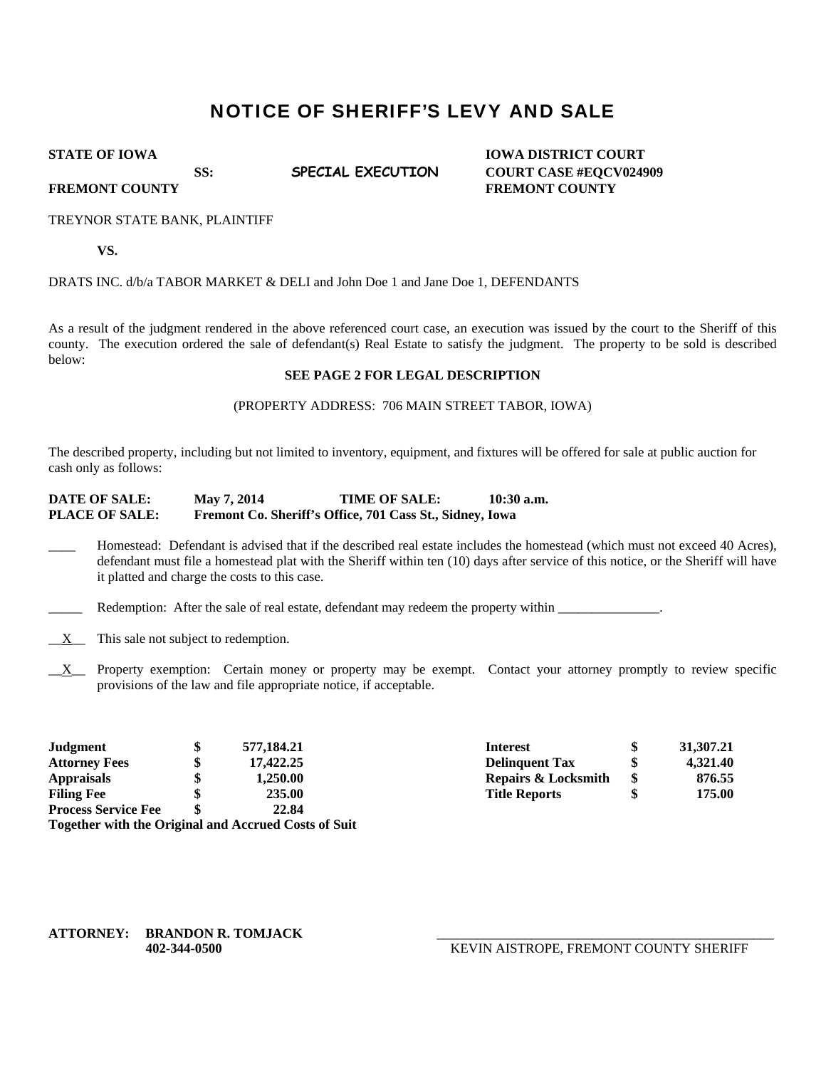# NOTICE OF SHERIFF'S LEVY AND SALE

| | | |
|---|---|---|
| **STATE OF IOWA** | | **IOWA DISTRICT COURT** |
| **SS:** | ***SPECIAL EXECUTION*** | **COURT CASE #EQCV024909** |
| **FREMONT COUNTY** | | **FREMONT COUNTY** |

TREYNOR STATE BANK, PLAINTIFF

**VS.**

DRATS INC. d/b/a TABOR MARKET & DELI and John Doe 1 and Jane Doe 1, DEFENDANTS

As a result of the judgment rendered in the above referenced court case, an execution was issued by the court to the Sheriff of this county. The execution ordered the sale of defendant(s) Real Estate to satisfy the judgment. The property to be sold is described below:

**SEE PAGE 2 FOR LEGAL DESCRIPTION**

(PROPERTY ADDRESS: 706 MAIN STREET TABOR, IOWA)

The described property, including but not limited to inventory, equipment, and fixtures will be offered for sale at public auction for cash only as follows:

**DATE OF SALE:** **May 7, 2014** **TIME OF SALE:** **10:30 a.m.**
**PLACE OF SALE:** **Fremont Co. Sheriff's Office, 701 Cass St., Sidney, Iowa**

____ Homestead: Defendant is advised that if the described real estate includes the homestead (which must not exceed 40 Acres), defendant must file a homestead plat with the Sheriff within ten (10) days after service of this notice, or the Sheriff will have it platted and charge the costs to this case.

_____ Redemption: After the sale of real estate, defendant may redeem the property within _______________.

__X__ This sale not subject to redemption.

__X__ Property exemption: Certain money or property may be exempt. Contact your attorney promptly to review specific provisions of the law and file appropriate notice, if acceptable.

| | | | | | |
|---|---|---|---|---|---|
| **Judgment** | **$** | **577,184.21** | **Interest** | **$** | **31,307.21** |
| **Attorney Fees** | **$** | **17,422.25** | **Delinquent Tax** | **$** | **4,321.40** |
| **Appraisals** | **$** | **1,250.00** | **Repairs & Locksmith** | **$** | **876.55** |
| **Filing Fee** | **$** | **235.00** | **Title Reports** | **$** | **175.00** |
| **Process Service Fee** | **$** | **22.84** | | | |

**Together with the Original and Accrued Costs of Suit**

**ATTORNEY: BRANDON R. TOMJACK**
**402-344-0500**

_______________________________________________
KEVIN AISTROPE, FREMONT COUNTY SHERIFF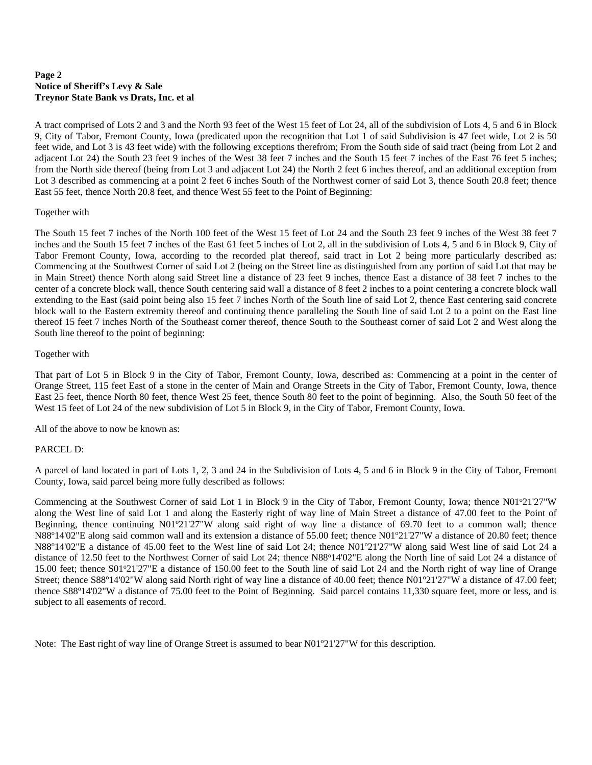**Page 2**
**Notice of Sheriff's Levy & Sale**
**Treynor State Bank vs Drats, Inc. et al**

A tract comprised of Lots 2 and 3 and the North 93 feet of the West 15 feet of Lot 24, all of the subdivision of Lots 4, 5 and 6 in Block 9, City of Tabor, Fremont County, Iowa (predicated upon the recognition that Lot 1 of said Subdivision is 47 feet wide, Lot 2 is 50 feet wide, and Lot 3 is 43 feet wide) with the following exceptions therefrom; From the South side of said tract (being from Lot 2 and adjacent Lot 24) the South 23 feet 9 inches of the West 38 feet 7 inches and the South 15 feet 7 inches of the East 76 feet 5 inches; from the North side thereof (being from Lot 3 and adjacent Lot 24) the North 2 feet 6 inches thereof, and an additional exception from Lot 3 described as commencing at a point 2 feet 6 inches South of the Northwest corner of said Lot 3, thence South 20.8 feet; thence East 55 feet, thence North 20.8 feet, and thence West 55 feet to the Point of Beginning:

Together with

The South 15 feet 7 inches of the North 100 feet of the West 15 feet of Lot 24 and the South 23 feet 9 inches of the West 38 feet 7 inches and the South 15 feet 7 inches of the East 61 feet 5 inches of Lot 2, all in the subdivision of Lots 4, 5 and 6 in Block 9, City of Tabor Fremont County, Iowa, according to the recorded plat thereof, said tract in Lot 2 being more particularly described as: Commencing at the Southwest Corner of said Lot 2 (being on the Street line as distinguished from any portion of said Lot that may be in Main Street) thence North along said Street line a distance of 23 feet 9 inches, thence East a distance of 38 feet 7 inches to the center of a concrete block wall, thence South centering said wall a distance of 8 feet 2 inches to a point centering a concrete block wall extending to the East (said point being also 15 feet 7 inches North of the South line of said Lot 2, thence East centering said concrete block wall to the Eastern extremity thereof and continuing thence paralleling the South line of said Lot 2 to a point on the East line thereof 15 feet 7 inches North of the Southeast corner thereof, thence South to the Southeast corner of said Lot 2 and West along the South line thereof to the point of beginning:

Together with

That part of Lot 5 in Block 9 in the City of Tabor, Fremont County, Iowa, described as: Commencing at a point in the center of Orange Street, 115 feet East of a stone in the center of Main and Orange Streets in the City of Tabor, Fremont County, Iowa, thence East 25 feet, thence North 80 feet, thence West 25 feet, thence South 80 feet to the point of beginning. Also, the South 50 feet of the West 15 feet of Lot 24 of the new subdivision of Lot 5 in Block 9, in the City of Tabor, Fremont County, Iowa.

All of the above to now be known as:

PARCEL D:

A parcel of land located in part of Lots 1, 2, 3 and 24 in the Subdivision of Lots 4, 5 and 6 in Block 9 in the City of Tabor, Fremont County, Iowa, said parcel being more fully described as follows:

Commencing at the Southwest Corner of said Lot 1 in Block 9 in the City of Tabor, Fremont County, Iowa; thence N01º21'27"W along the West line of said Lot 1 and along the Easterly right of way line of Main Street a distance of 47.00 feet to the Point of Beginning, thence continuing N01º21'27"W along said right of way line a distance of 69.70 feet to a common wall; thence N88º14'02"E along said common wall and its extension a distance of 55.00 feet; thence N01º21'27"W a distance of 20.80 feet; thence N88º14'02"E a distance of 45.00 feet to the West line of said Lot 24; thence N01º21'27"W along said West line of said Lot 24 a distance of 12.50 feet to the Northwest Corner of said Lot 24; thence N88º14'02"E along the North line of said Lot 24 a distance of 15.00 feet; thence S01º21'27"E a distance of 150.00 feet to the South line of said Lot 24 and the North right of way line of Orange Street; thence S88º14'02"W along said North right of way line a distance of 40.00 feet; thence N01º21'27"W a distance of 47.00 feet; thence S88º14'02"W a distance of 75.00 feet to the Point of Beginning. Said parcel contains 11,330 square feet, more or less, and is subject to all easements of record.

Note: The East right of way line of Orange Street is assumed to bear N01º21'27"W for this description.